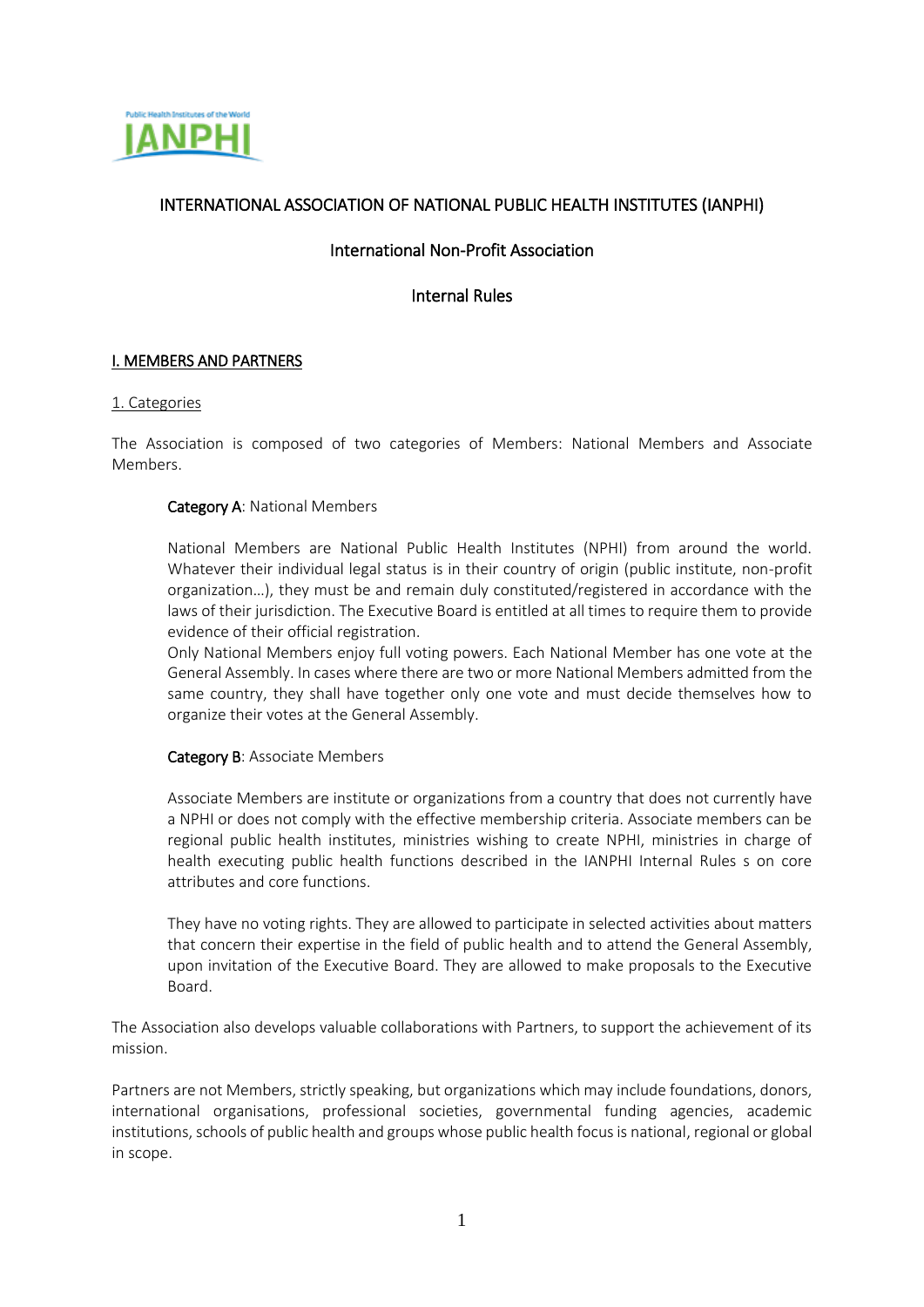# INTERNATIONAL ASSOCIATION OF NATIONAL PUBLIC HEALTH INSTITUTES (IANPHI)

## International Non-Profit Association

## Internal Rules

### I. MEMBERS AND PARTNERS

#### 1. Categories

The Association is composed of two categories of Members: National Members and Associate Members.

**Category A**: National Members

National Members are National Public Health Institutes (NPHI) from around the world. Whatever their individual legal status is in their country of origin (public institute, non-profit organization…), they must be and remain duly constituted/registered in accordance with the laws of their jurisdiction. The Executive Board is entitled at all times to require them to provide evidence of their official registration.
Only National Members enjoy full voting powers. Each National Member has one vote at the General Assembly. In cases where there are two or more National Members admitted from the same country, they shall have together only one vote and must decide themselves how to organize their votes at the General Assembly.

**Category B**: Associate Members

Associate Members are institute or organizations from a country that does not currently have a NPHI or does not comply with the effective membership criteria. Associate members can be regional public health institutes, ministries wishing to create NPHI, ministries in charge of health executing public health functions described in the IANPHI Internal Rules s on core attributes and core functions.

They have no voting rights. They are allowed to participate in selected activities about matters that concern their expertise in the field of public health and to attend the General Assembly, upon invitation of the Executive Board. They are allowed to make proposals to the Executive Board.

The Association also develops valuable collaborations with Partners, to support the achievement of its mission.

Partners are not Members, strictly speaking, but organizations which may include foundations, donors, international organisations, professional societies, governmental funding agencies, academic institutions, schools of public health and groups whose public health focus is national, regional or global in scope.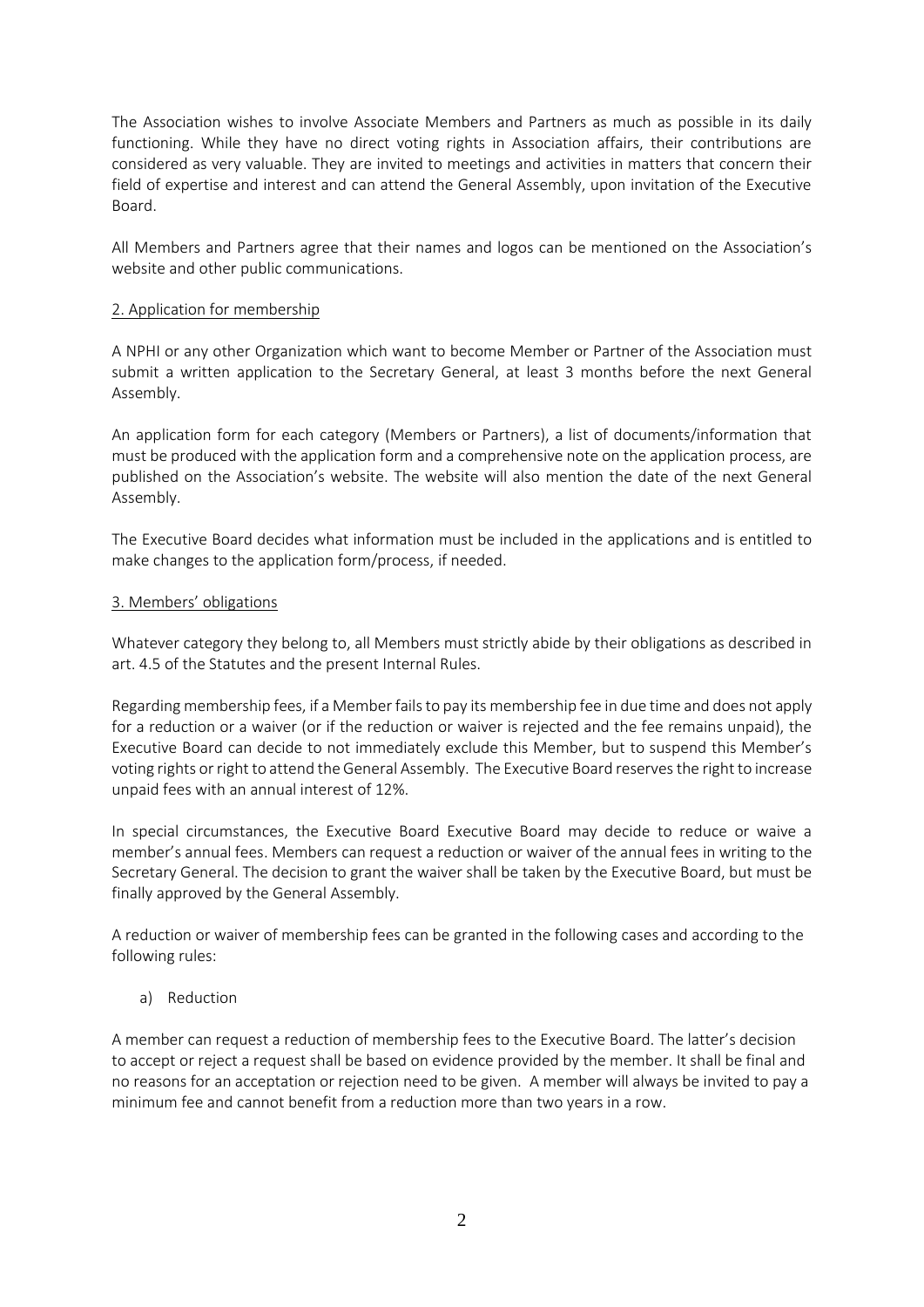The Association wishes to involve Associate Members and Partners as much as possible in its daily functioning. While they have no direct voting rights in Association affairs, their contributions are considered as very valuable. They are invited to meetings and activities in matters that concern their field of expertise and interest and can attend the General Assembly, upon invitation of the Executive Board.

All Members and Partners agree that their names and logos can be mentioned on the Association's website and other public communications.

## 2. Application for membership

A NPHI or any other Organization which want to become Member or Partner of the Association must submit a written application to the Secretary General, at least 3 months before the next General Assembly.

An application form for each category (Members or Partners), a list of documents/information that must be produced with the application form and a comprehensive note on the application process, are published on the Association's website. The website will also mention the date of the next General Assembly.

The Executive Board decides what information must be included in the applications and is entitled to make changes to the application form/process, if needed.

## 3. Members' obligations

Whatever category they belong to, all Members must strictly abide by their obligations as described in art. 4.5 of the Statutes and the present Internal Rules.

Regarding membership fees, if a Member fails to pay its membership fee in due time and does not apply for a reduction or a waiver (or if the reduction or waiver is rejected and the fee remains unpaid), the Executive Board can decide to not immediately exclude this Member, but to suspend this Member's voting rights or right to attend the General Assembly. The Executive Board reserves the right to increase unpaid fees with an annual interest of 12%.

In special circumstances, the Executive Board Executive Board may decide to reduce or waive a member's annual fees. Members can request a reduction or waiver of the annual fees in writing to the Secretary General. The decision to grant the waiver shall be taken by the Executive Board, but must be finally approved by the General Assembly.

A reduction or waiver of membership fees can be granted in the following cases and according to the following rules:

a) Reduction

A member can request a reduction of membership fees to the Executive Board. The latter's decision to accept or reject a request shall be based on evidence provided by the member. It shall be final and no reasons for an acceptation or rejection need to be given. A member will always be invited to pay a minimum fee and cannot benefit from a reduction more than two years in a row.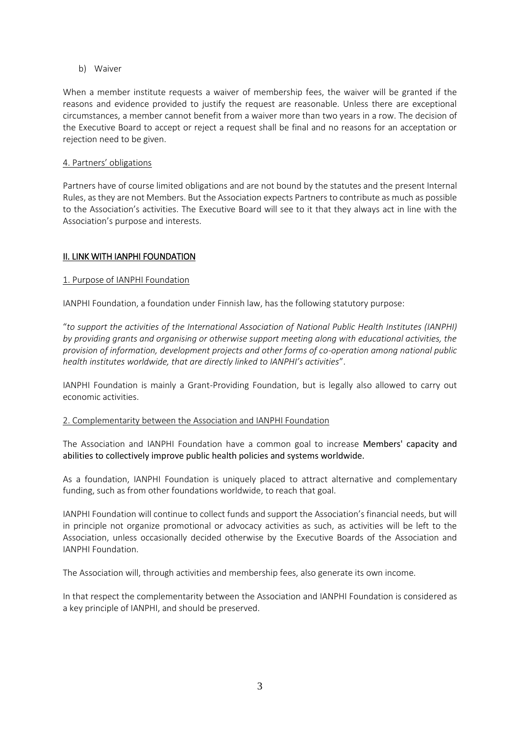b) Waiver

When a member institute requests a waiver of membership fees, the waiver will be granted if the reasons and evidence provided to justify the request are reasonable. Unless there are exceptional circumstances, a member cannot benefit from a waiver more than two years in a row. The decision of the Executive Board to accept or reject a request shall be final and no reasons for an acceptation or rejection need to be given.

### 4. Partners' obligations

Partners have of course limited obligations and are not bound by the statutes and the present Internal Rules, as they are not Members. But the Association expects Partners to contribute as much as possible to the Association's activities. The Executive Board will see to it that they always act in line with the Association's purpose and interests.

## II. LINK WITH IANPHI FOUNDATION

### 1. Purpose of IANPHI Foundation

IANPHI Foundation, a foundation under Finnish law, has the following statutory purpose:

"*to support the activities of the International Association of National Public Health Institutes (IANPHI) by providing grants and organising or otherwise support meeting along with educational activities, the provision of information, development projects and other forms of co-operation among national public health institutes worldwide, that are directly linked to IANPHI's activities*".

IANPHI Foundation is mainly a Grant-Providing Foundation, but is legally also allowed to carry out economic activities.

### 2. Complementarity between the Association and IANPHI Foundation

The Association and IANPHI Foundation have a common goal to increase Members' capacity and abilities to collectively improve public health policies and systems worldwide.

As a foundation, IANPHI Foundation is uniquely placed to attract alternative and complementary funding, such as from other foundations worldwide, to reach that goal.

IANPHI Foundation will continue to collect funds and support the Association's financial needs, but will in principle not organize promotional or advocacy activities as such, as activities will be left to the Association, unless occasionally decided otherwise by the Executive Boards of the Association and IANPHI Foundation.

The Association will, through activities and membership fees, also generate its own income.

In that respect the complementarity between the Association and IANPHI Foundation is considered as a key principle of IANPHI, and should be preserved.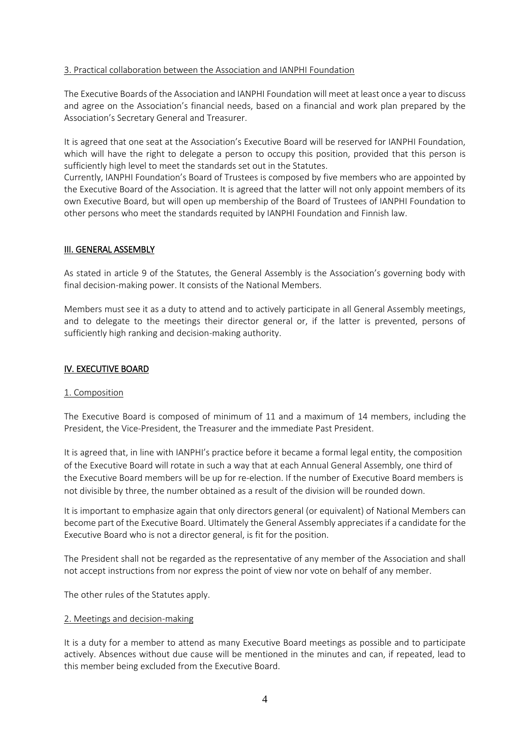3. Practical collaboration between the Association and IANPHI Foundation

The Executive Boards of the Association and IANPHI Foundation will meet at least once a year to discuss and agree on the Association's financial needs, based on a financial and work plan prepared by the Association's Secretary General and Treasurer.

It is agreed that one seat at the Association's Executive Board will be reserved for IANPHI Foundation, which will have the right to delegate a person to occupy this position, provided that this person is sufficiently high level to meet the standards set out in the Statutes.
Currently, IANPHI Foundation's Board of Trustees is composed by five members who are appointed by the Executive Board of the Association. It is agreed that the latter will not only appoint members of its own Executive Board, but will open up membership of the Board of Trustees of IANPHI Foundation to other persons who meet the standards requited by IANPHI Foundation and Finnish law.

## III. GENERAL ASSEMBLY

As stated in article 9 of the Statutes, the General Assembly is the Association's governing body with final decision-making power. It consists of the National Members.

Members must see it as a duty to attend and to actively participate in all General Assembly meetings, and to delegate to the meetings their director general or, if the latter is prevented, persons of sufficiently high ranking and decision-making authority.

## IV. EXECUTIVE BOARD

### 1. Composition

The Executive Board is composed of minimum of 11 and a maximum of 14 members, including the President, the Vice-President, the Treasurer and the immediate Past President.

It is agreed that, in line with IANPHI's practice before it became a formal legal entity, the composition of the Executive Board will rotate in such a way that at each Annual General Assembly, one third of the Executive Board members will be up for re-election. If the number of Executive Board members is not divisible by three, the number obtained as a result of the division will be rounded down.

It is important to emphasize again that only directors general (or equivalent) of National Members can become part of the Executive Board. Ultimately the General Assembly appreciates if a candidate for the Executive Board who is not a director general, is fit for the position.

The President shall not be regarded as the representative of any member of the Association and shall not accept instructions from nor express the point of view nor vote on behalf of any member.

The other rules of the Statutes apply.

### 2. Meetings and decision-making

It is a duty for a member to attend as many Executive Board meetings as possible and to participate actively. Absences without due cause will be mentioned in the minutes and can, if repeated, lead to this member being excluded from the Executive Board.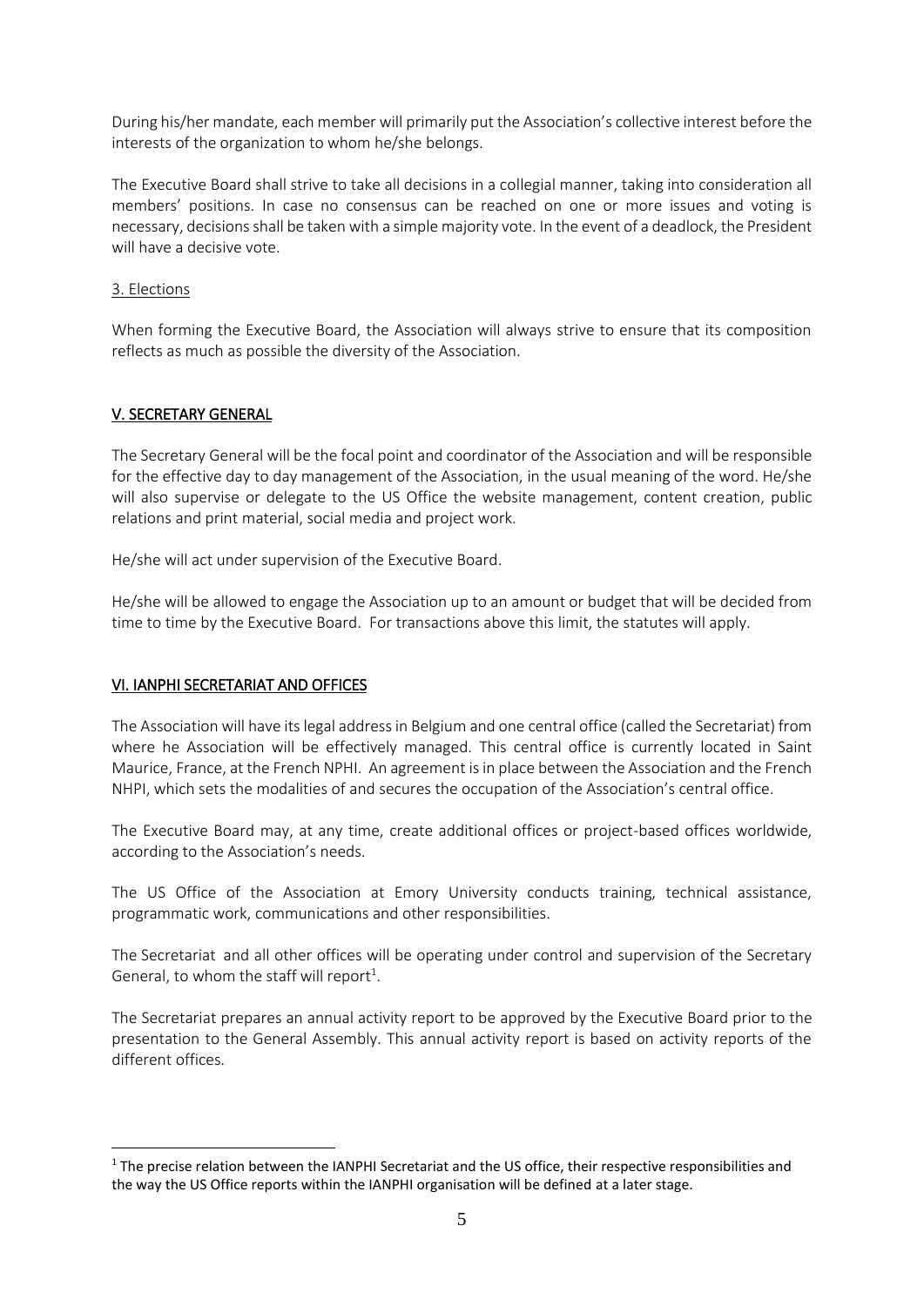During his/her mandate, each member will primarily put the Association's collective interest before the interests of the organization to whom he/she belongs.

The Executive Board shall strive to take all decisions in a collegial manner, taking into consideration all members' positions. In case no consensus can be reached on one or more issues and voting is necessary, decisions shall be taken with a simple majority vote. In the event of a deadlock, the President will have a decisive vote.

3. Elections

When forming the Executive Board, the Association will always strive to ensure that its composition reflects as much as possible the diversity of the Association.

## V. SECRETARY GENERAL

The Secretary General will be the focal point and coordinator of the Association and will be responsible for the effective day to day management of the Association, in the usual meaning of the word. He/she will also supervise or delegate to the US Office the website management, content creation, public relations and print material, social media and project work.

He/she will act under supervision of the Executive Board.

He/she will be allowed to engage the Association up to an amount or budget that will be decided from time to time by the Executive Board. For transactions above this limit, the statutes will apply.

## VI. IANPHI SECRETARIAT AND OFFICES

The Association will have its legal address in Belgium and one central office (called the Secretariat) from where he Association will be effectively managed. This central office is currently located in Saint Maurice, France, at the French NPHI. An agreement is in place between the Association and the French NHPI, which sets the modalities of and secures the occupation of the Association's central office.

The Executive Board may, at any time, create additional offices or project-based offices worldwide, according to the Association's needs.

The US Office of the Association at Emory University conducts training, technical assistance, programmatic work, communications and other responsibilities.

The Secretariat and all other offices will be operating under control and supervision of the Secretary General, to whom the staff will report[1].

The Secretariat prepares an annual activity report to be approved by the Executive Board prior to the presentation to the General Assembly. This annual activity report is based on activity reports of the different offices.

[1] The precise relation between the IANPHI Secretariat and the US office, their respective responsibilities and the way the US Office reports within the IANPHI organisation will be defined at a later stage.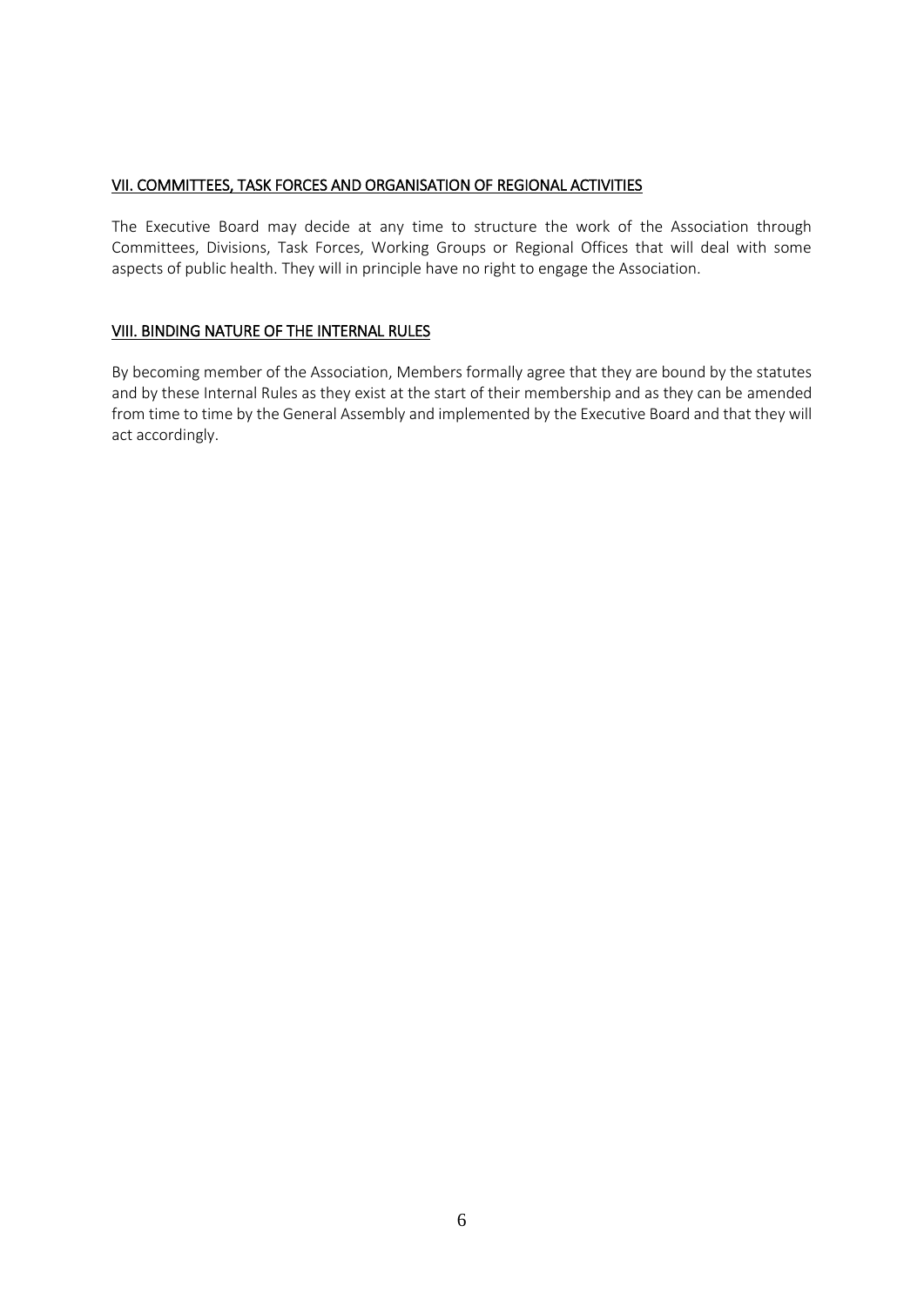## VII. COMMITTEES, TASK FORCES AND ORGANISATION OF REGIONAL ACTIVITIES

The Executive Board may decide at any time to structure the work of the Association through Committees, Divisions, Task Forces, Working Groups or Regional Offices that will deal with some aspects of public health. They will in principle have no right to engage the Association.

## VIII. BINDING NATURE OF THE INTERNAL RULES

By becoming member of the Association, Members formally agree that they are bound by the statutes and by these Internal Rules as they exist at the start of their membership and as they can be amended from time to time by the General Assembly and implemented by the Executive Board and that they will act accordingly.